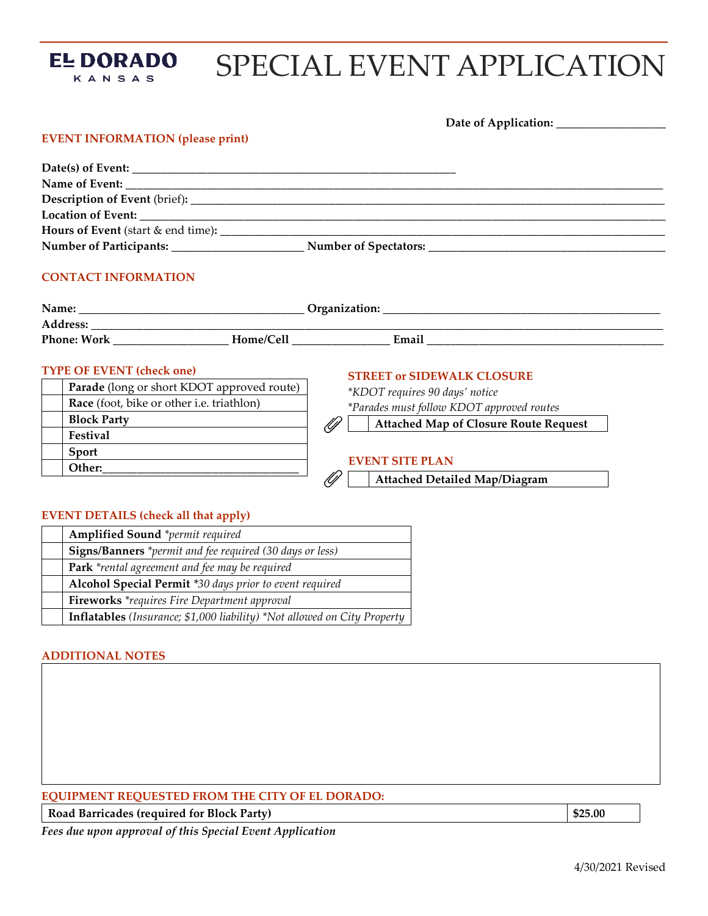# EL DORADO KANSAS — SPECIAL EVENT APPLICATION

**Date of Application:** ___________________

## EVENT INFORMATION (please print)

**Date(s) of Event:** ___________________________________________

**Name of Event:** ___________________________________________

**Description of Event** (brief): ___________________________________________

**Location of Event:** ___________________________________________

**Hours of Event** (start & end time): ___________________________________________

**Number of Participants:** ______________________ **Number of Spectators:** ______________________

## CONTACT INFORMATION

**Name:** ______________________ **Organization:** ______________________

**Address:** ___________________________________________

**Phone: Work** ________________ **Home/Cell** ________________ **Email** ________________

## TYPE OF EVENT (check one)

| | |
|---|---|
| | **Parade** (long or short KDOT approved route) |
| | **Race** (foot, bike or other i.e. triathlon) |
| | **Block Party** |
| | **Festival** |
| | **Sport** |
| | **Other:**______________________ |

## STREET or SIDEWALK CLOSURE

*\*KDOT requires 90 days' notice*

*\*Parades must follow KDOT approved routes*

| | |
|---|---|
| | **Attached Map of Closure Route Request** |

## EVENT SITE PLAN

| | |
|---|---|
| | **Attached Detailed Map/Diagram** |

## EVENT DETAILS (check all that apply)

| | |
|---|---|
| | **Amplified Sound** *\*permit required* |
| | **Signs/Banners** *\*permit and fee required (30 days or less)* |
| | **Park** *\*rental agreement and fee may be required* |
| | **Alcohol Special Permit** *\*30 days prior to event required* |
| | **Fireworks** *\*requires Fire Department approval* |
| | **Inflatables** *(Insurance; $1,000 liability) \*Not allowed on City Property* |

## ADDITIONAL NOTES

&nbsp;

## EQUIPMENT REQUESTED FROM THE CITY OF EL DORADO:

| | |
|---|---|
| **Road Barricades (required for Block Party)** | **$25.00** |

***Fees due upon approval of this Special Event Application***

4/30/2021 Revised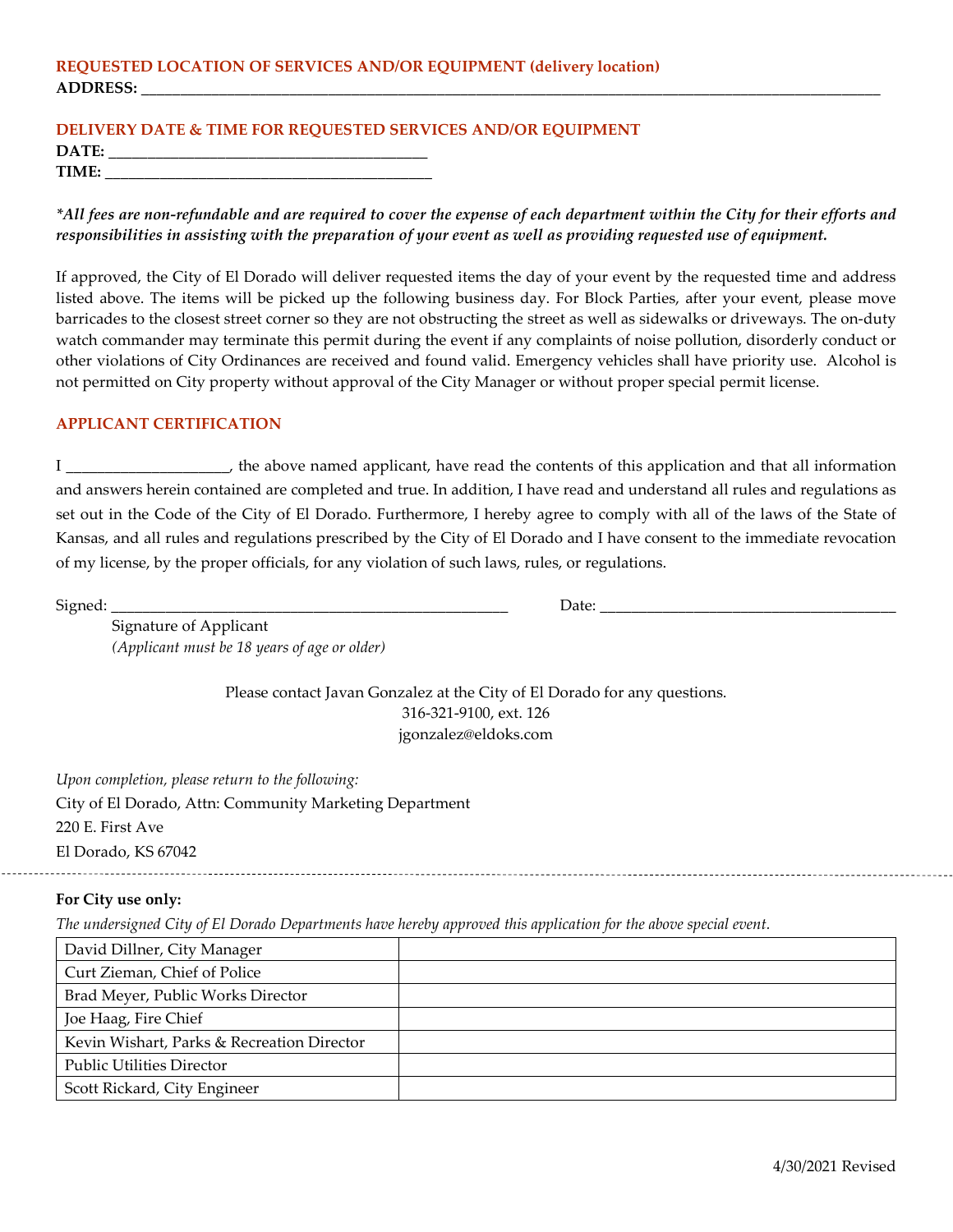**REQUESTED LOCATION OF SERVICES AND/OR EQUIPMENT (delivery location)**

**ADDRESS:** ____________________________________________________________________________________________

**DELIVERY DATE & TIME FOR REQUESTED SERVICES AND/OR EQUIPMENT**

**DATE:** ________________________________________

**TIME:** ________________________________________

***All fees are non-refundable and are required to cover the expense of each department within the City for their efforts and responsibilities in assisting with the preparation of your event as well as providing requested use of equipment.***

If approved, the City of El Dorado will deliver requested items the day of your event by the requested time and address listed above. The items will be picked up the following business day. For Block Parties, after your event, please move barricades to the closest street corner so they are not obstructing the street as well as sidewalks or driveways. The on-duty watch commander may terminate this permit during the event if any complaints of noise pollution, disorderly conduct or other violations of City Ordinances are received and found valid. Emergency vehicles shall have priority use. Alcohol is not permitted on City property without approval of the City Manager or without proper special permit license.

**APPLICANT CERTIFICATION**

I ____________________, the above named applicant, have read the contents of this application and that all information and answers herein contained are completed and true. In addition, I have read and understand all rules and regulations as set out in the Code of the City of El Dorado. Furthermore, I hereby agree to comply with all of the laws of the State of Kansas, and all rules and regulations prescribed by the City of El Dorado and I have consent to the immediate revocation of my license, by the proper officials, for any violation of such laws, rules, or regulations.

Signed: ____________________________________________________ Date: ______________________________________

Signature of Applicant
*(Applicant must be 18 years of age or older)*

Please contact Javan Gonzalez at the City of El Dorado for any questions.
316-321-9100, ext. 126
jgonzalez@eldoks.com

*Upon completion, please return to the following:*
City of El Dorado, Attn: Community Marketing Department
220 E. First Ave
El Dorado, KS 67042

---

**For City use only:**

*The undersigned City of El Dorado Departments have hereby approved this application for the above special event.*

| | |
|---|---|
| David Dillner, City Manager | |
| Curt Zieman, Chief of Police | |
| Brad Meyer, Public Works Director | |
| Joe Haag, Fire Chief | |
| Kevin Wishart, Parks & Recreation Director | |
| Public Utilities Director | |
| Scott Rickard, City Engineer | |

4/30/2021 Revised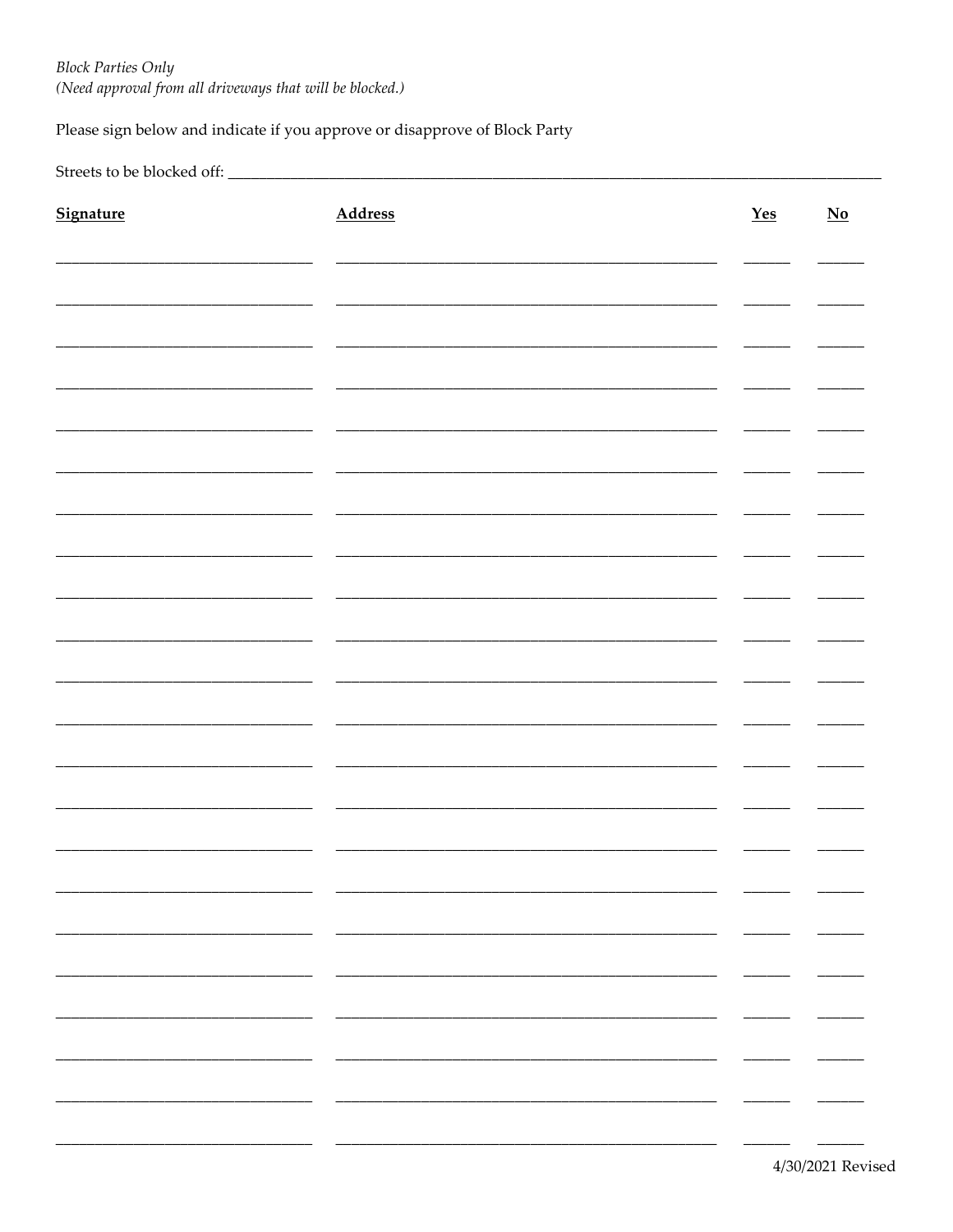*Block Parties Only*
*(Need approval from all driveways that will be blocked.)*

Please sign below and indicate if you approve or disapprove of Block Party

Streets to be blocked off: ______________________________________________________________________

| **Signature** | **Address** | **Yes** | **No** |
| --- | --- | --- | --- |
| | | | |
| | | | |
| | | | |
| | | | |
| | | | |
| | | | |
| | | | |
| | | | |
| | | | |
| | | | |
| | | | |
| | | | |
| | | | |
| | | | |
| | | | |
| | | | |
| | | | |
| | | | |
| | | | |
| | | | |
| | | | |
| | | | |

4/30/2021 Revised